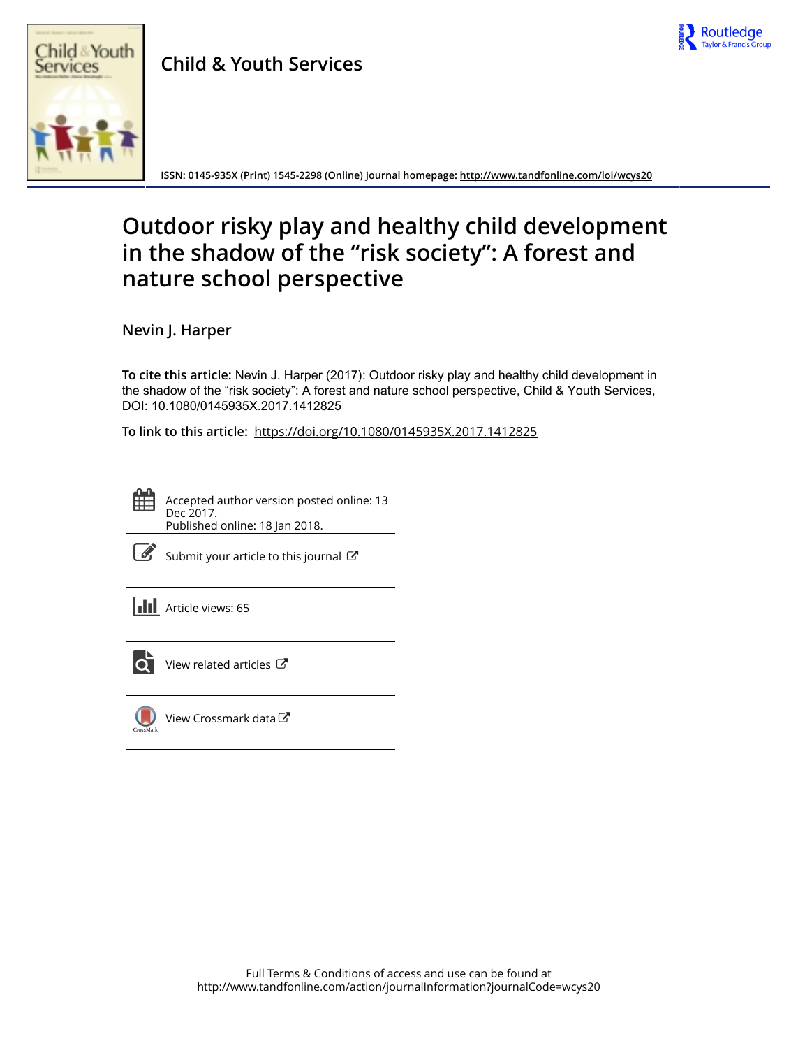Child & Youth Services

ISSN: 0145-935X (Print) 1545-2298 (Online) Journal homepage: http://www.tandfonline.com/loi/wcys20

# Outdoor risky play and healthy child development in the shadow of the "risk society": A forest and nature school perspective

Nevin J. Harper

**To cite this article:** Nevin J. Harper (2017): Outdoor risky play and healthy child development in the shadow of the "risk society": A forest and nature school perspective, Child & Youth Services, DOI: 10.1080/0145935X.2017.1412825

**To link to this article:** https://doi.org/10.1080/0145935X.2017.1412825

Accepted author version posted online: 13 Dec 2017.
Published online: 18 Jan 2018.

Submit your article to this journal

Article views: 65

View related articles

View Crossmark data

Full Terms & Conditions of access and use can be found at
http://www.tandfonline.com/action/journalInformation?journalCode=wcys20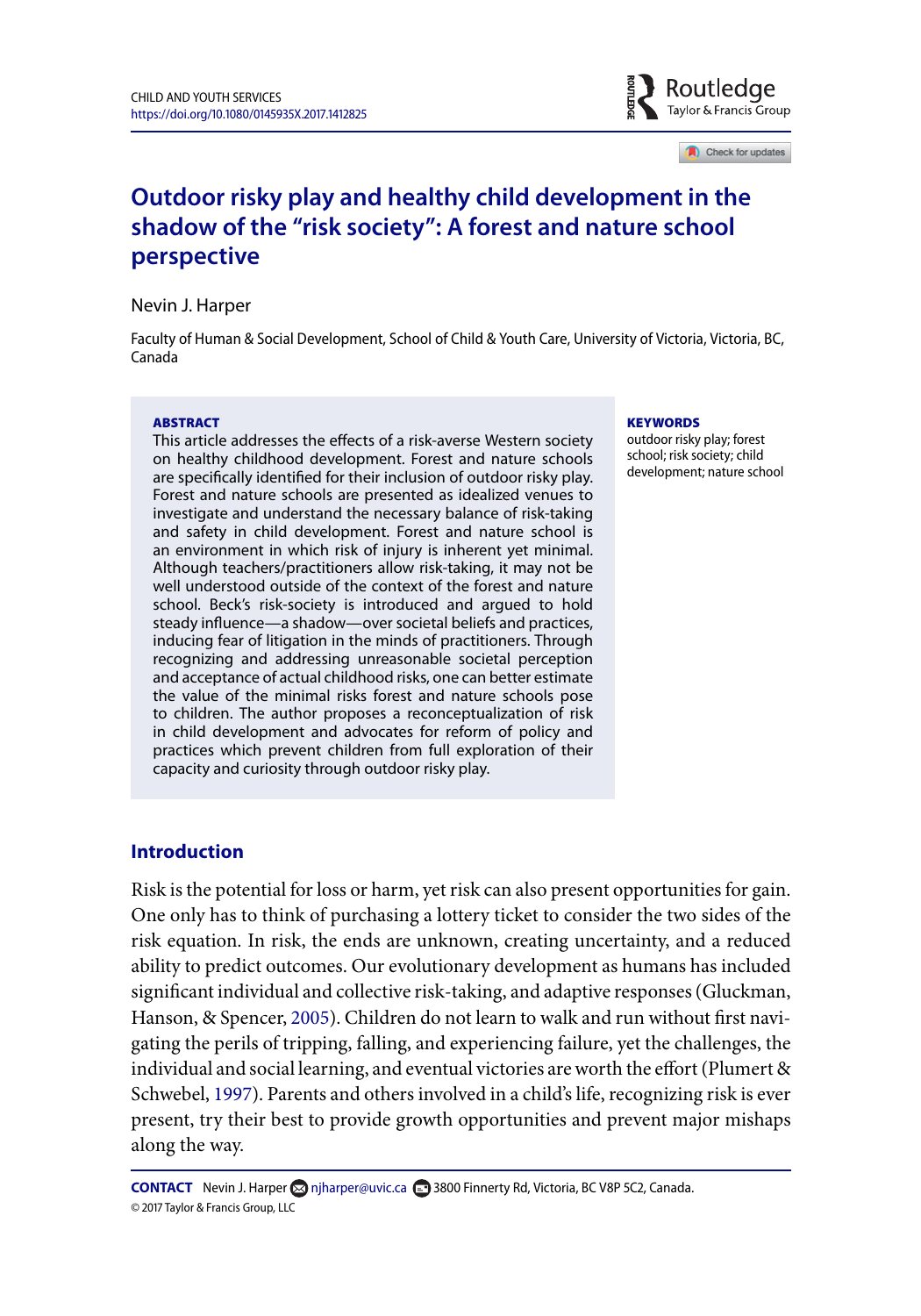# Outdoor risky play and healthy child development in the shadow of the "risk society": A forest and nature school perspective

Nevin J. Harper

Faculty of Human & Social Development, School of Child & Youth Care, University of Victoria, Victoria, BC, Canada

**ABSTRACT**

This article addresses the effects of a risk-averse Western society on healthy childhood development. Forest and nature schools are specifically identified for their inclusion of outdoor risky play. Forest and nature schools are presented as idealized venues to investigate and understand the necessary balance of risk-taking and safety in child development. Forest and nature school is an environment in which risk of injury is inherent yet minimal. Although teachers/practitioners allow risk-taking, it may not be well understood outside of the context of the forest and nature school. Beck's risk-society is introduced and argued to hold steady influence—a shadow—over societal beliefs and practices, inducing fear of litigation in the minds of practitioners. Through recognizing and addressing unreasonable societal perception and acceptance of actual childhood risks, one can better estimate the value of the minimal risks forest and nature schools pose to children. The author proposes a reconceptualization of risk in child development and advocates for reform of policy and practices which prevent children from full exploration of their capacity and curiosity through outdoor risky play.

**KEYWORDS**

outdoor risky play; forest school; risk society; child development; nature school

## Introduction

Risk is the potential for loss or harm, yet risk can also present opportunities for gain. One only has to think of purchasing a lottery ticket to consider the two sides of the risk equation. In risk, the ends are unknown, creating uncertainty, and a reduced ability to predict outcomes. Our evolutionary development as humans has included significant individual and collective risk-taking, and adaptive responses (Gluckman, Hanson, & Spencer, 2005). Children do not learn to walk and run without first navigating the perils of tripping, falling, and experiencing failure, yet the challenges, the individual and social learning, and eventual victories are worth the effort (Plumert & Schwebel, 1997). Parents and others involved in a child's life, recognizing risk is ever present, try their best to provide growth opportunities and prevent major mishaps along the way.

**CONTACT** Nevin J. Harper njharper@uvic.ca 3800 Finnerty Rd, Victoria, BC V8P 5C2, Canada.

© 2017 Taylor & Francis Group, LLC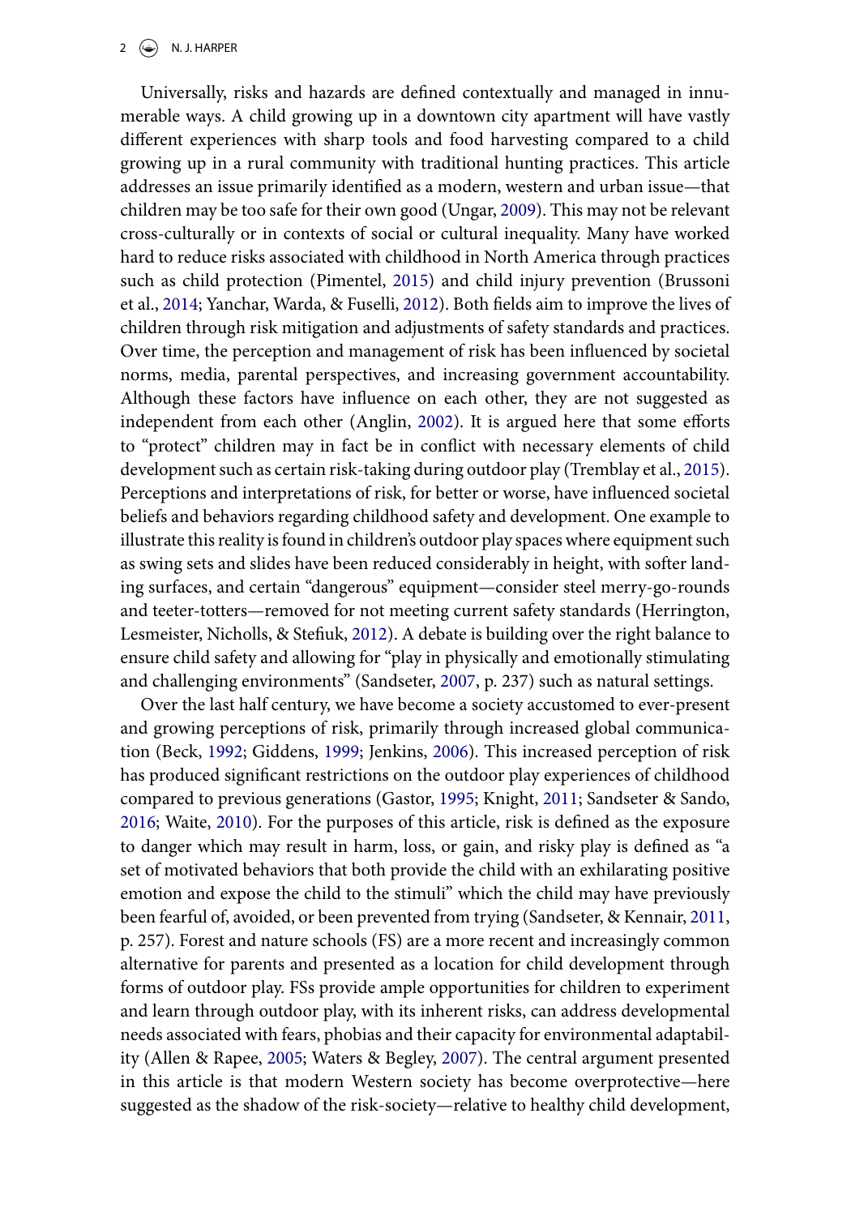Universally, risks and hazards are defined contextually and managed in innumerable ways. A child growing up in a downtown city apartment will have vastly different experiences with sharp tools and food harvesting compared to a child growing up in a rural community with traditional hunting practices. This article addresses an issue primarily identified as a modern, western and urban issue—that children may be too safe for their own good (Ungar, 2009). This may not be relevant cross-culturally or in contexts of social or cultural inequality. Many have worked hard to reduce risks associated with childhood in North America through practices such as child protection (Pimentel, 2015) and child injury prevention (Brussoni et al., 2014; Yanchar, Warda, & Fuselli, 2012). Both fields aim to improve the lives of children through risk mitigation and adjustments of safety standards and practices. Over time, the perception and management of risk has been influenced by societal norms, media, parental perspectives, and increasing government accountability. Although these factors have influence on each other, they are not suggested as independent from each other (Anglin, 2002). It is argued here that some efforts to "protect" children may in fact be in conflict with necessary elements of child development such as certain risk-taking during outdoor play (Tremblay et al., 2015). Perceptions and interpretations of risk, for better or worse, have influenced societal beliefs and behaviors regarding childhood safety and development. One example to illustrate this reality is found in children's outdoor play spaces where equipment such as swing sets and slides have been reduced considerably in height, with softer landing surfaces, and certain "dangerous" equipment—consider steel merry-go-rounds and teeter-totters—removed for not meeting current safety standards (Herrington, Lesmeister, Nicholls, & Stefiuk, 2012). A debate is building over the right balance to ensure child safety and allowing for "play in physically and emotionally stimulating and challenging environments" (Sandseter, 2007, p. 237) such as natural settings.

Over the last half century, we have become a society accustomed to ever-present and growing perceptions of risk, primarily through increased global communication (Beck, 1992; Giddens, 1999; Jenkins, 2006). This increased perception of risk has produced significant restrictions on the outdoor play experiences of childhood compared to previous generations (Gastor, 1995; Knight, 2011; Sandseter & Sando, 2016; Waite, 2010). For the purposes of this article, risk is defined as the exposure to danger which may result in harm, loss, or gain, and risky play is defined as "a set of motivated behaviors that both provide the child with an exhilarating positive emotion and expose the child to the stimuli" which the child may have previously been fearful of, avoided, or been prevented from trying (Sandseter, & Kennair, 2011, p. 257). Forest and nature schools (FS) are a more recent and increasingly common alternative for parents and presented as a location for child development through forms of outdoor play. FSs provide ample opportunities for children to experiment and learn through outdoor play, with its inherent risks, can address developmental needs associated with fears, phobias and their capacity for environmental adaptability (Allen & Rapee, 2005; Waters & Begley, 2007). The central argument presented in this article is that modern Western society has become overprotective—here suggested as the shadow of the risk-society—relative to healthy child development,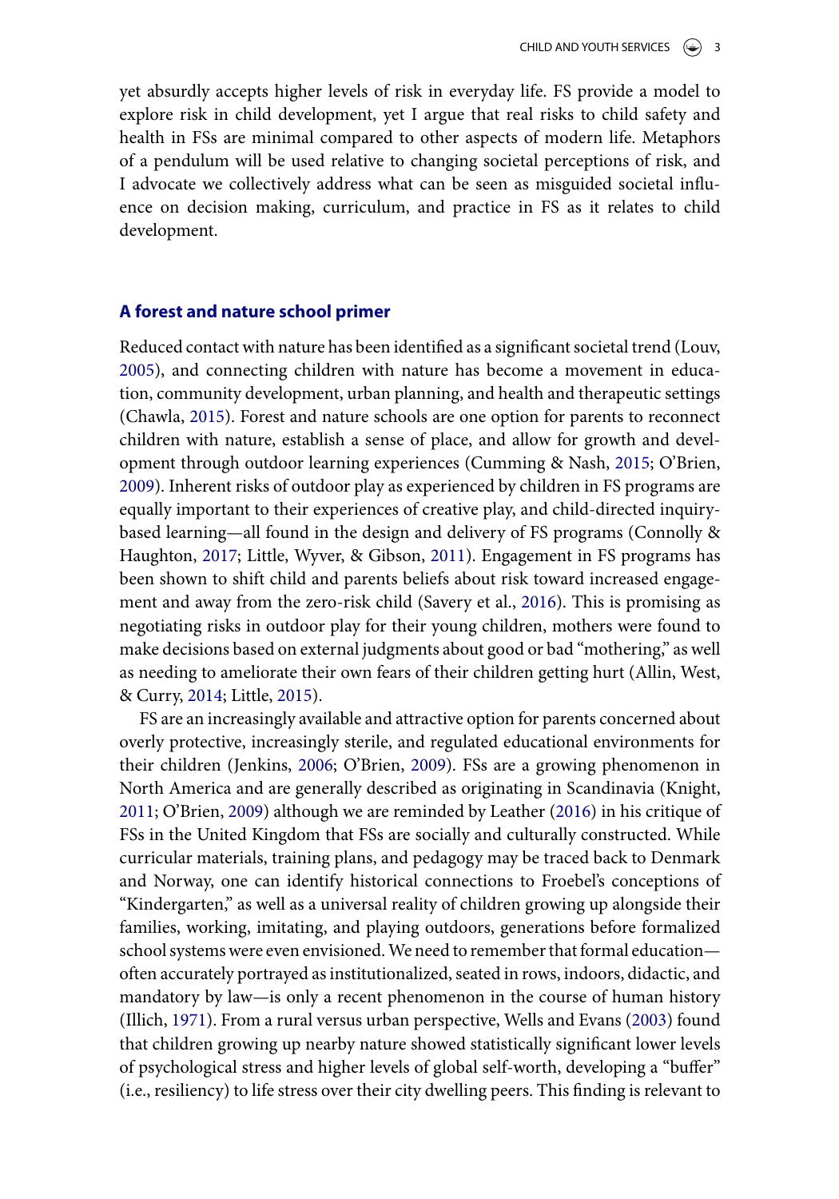yet absurdly accepts higher levels of risk in everyday life. FS provide a model to explore risk in child development, yet I argue that real risks to child safety and health in FSs are minimal compared to other aspects of modern life. Metaphors of a pendulum will be used relative to changing societal perceptions of risk, and I advocate we collectively address what can be seen as misguided societal influence on decision making, curriculum, and practice in FS as it relates to child development.

## A forest and nature school primer

Reduced contact with nature has been identified as a significant societal trend (Louv, 2005), and connecting children with nature has become a movement in education, community development, urban planning, and health and therapeutic settings (Chawla, 2015). Forest and nature schools are one option for parents to reconnect children with nature, establish a sense of place, and allow for growth and development through outdoor learning experiences (Cumming & Nash, 2015; O'Brien, 2009). Inherent risks of outdoor play as experienced by children in FS programs are equally important to their experiences of creative play, and child-directed inquiry-based learning—all found in the design and delivery of FS programs (Connolly & Haughton, 2017; Little, Wyver, & Gibson, 2011). Engagement in FS programs has been shown to shift child and parents beliefs about risk toward increased engagement and away from the zero-risk child (Savery et al., 2016). This is promising as negotiating risks in outdoor play for their young children, mothers were found to make decisions based on external judgments about good or bad "mothering," as well as needing to ameliorate their own fears of their children getting hurt (Allin, West, & Curry, 2014; Little, 2015).

FS are an increasingly available and attractive option for parents concerned about overly protective, increasingly sterile, and regulated educational environments for their children (Jenkins, 2006; O'Brien, 2009). FSs are a growing phenomenon in North America and are generally described as originating in Scandinavia (Knight, 2011; O'Brien, 2009) although we are reminded by Leather (2016) in his critique of FSs in the United Kingdom that FSs are socially and culturally constructed. While curricular materials, training plans, and pedagogy may be traced back to Denmark and Norway, one can identify historical connections to Froebel's conceptions of "Kindergarten," as well as a universal reality of children growing up alongside their families, working, imitating, and playing outdoors, generations before formalized school systems were even envisioned. We need to remember that formal education—often accurately portrayed as institutionalized, seated in rows, indoors, didactic, and mandatory by law—is only a recent phenomenon in the course of human history (Illich, 1971). From a rural versus urban perspective, Wells and Evans (2003) found that children growing up nearby nature showed statistically significant lower levels of psychological stress and higher levels of global self-worth, developing a "buffer" (i.e., resiliency) to life stress over their city dwelling peers. This finding is relevant to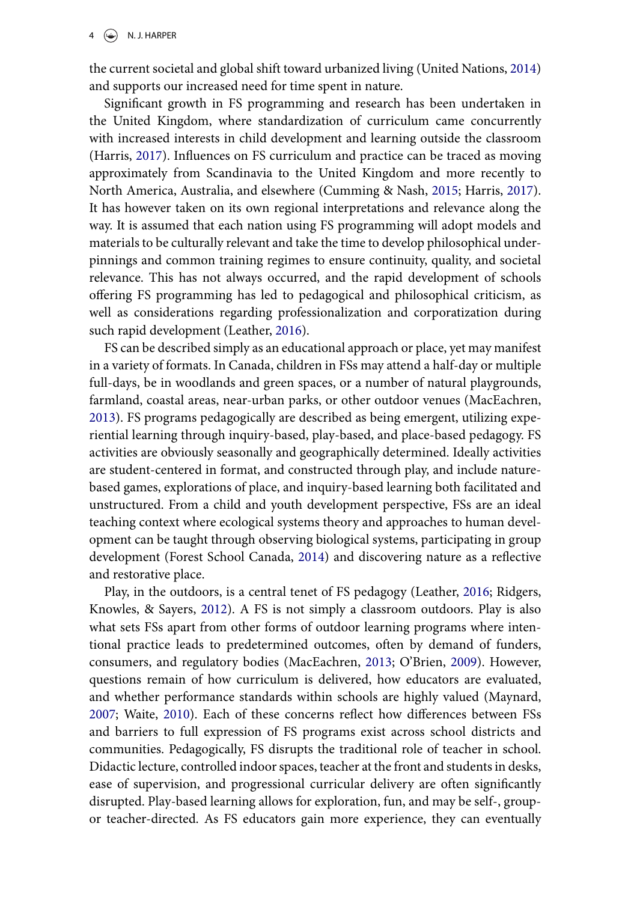the current societal and global shift toward urbanized living (United Nations, 2014) and supports our increased need for time spent in nature.

Significant growth in FS programming and research has been undertaken in the United Kingdom, where standardization of curriculum came concurrently with increased interests in child development and learning outside the classroom (Harris, 2017). Influences on FS curriculum and practice can be traced as moving approximately from Scandinavia to the United Kingdom and more recently to North America, Australia, and elsewhere (Cumming & Nash, 2015; Harris, 2017). It has however taken on its own regional interpretations and relevance along the way. It is assumed that each nation using FS programming will adopt models and materials to be culturally relevant and take the time to develop philosophical underpinnings and common training regimes to ensure continuity, quality, and societal relevance. This has not always occurred, and the rapid development of schools offering FS programming has led to pedagogical and philosophical criticism, as well as considerations regarding professionalization and corporatization during such rapid development (Leather, 2016).

FS can be described simply as an educational approach or place, yet may manifest in a variety of formats. In Canada, children in FSs may attend a half-day or multiple full-days, be in woodlands and green spaces, or a number of natural playgrounds, farmland, coastal areas, near-urban parks, or other outdoor venues (MacEachren, 2013). FS programs pedagogically are described as being emergent, utilizing experiential learning through inquiry-based, play-based, and place-based pedagogy. FS activities are obviously seasonally and geographically determined. Ideally activities are student-centered in format, and constructed through play, and include nature-based games, explorations of place, and inquiry-based learning both facilitated and unstructured. From a child and youth development perspective, FSs are an ideal teaching context where ecological systems theory and approaches to human development can be taught through observing biological systems, participating in group development (Forest School Canada, 2014) and discovering nature as a reflective and restorative place.

Play, in the outdoors, is a central tenet of FS pedagogy (Leather, 2016; Ridgers, Knowles, & Sayers, 2012). A FS is not simply a classroom outdoors. Play is also what sets FSs apart from other forms of outdoor learning programs where intentional practice leads to predetermined outcomes, often by demand of funders, consumers, and regulatory bodies (MacEachren, 2013; O'Brien, 2009). However, questions remain of how curriculum is delivered, how educators are evaluated, and whether performance standards within schools are highly valued (Maynard, 2007; Waite, 2010). Each of these concerns reflect how differences between FSs and barriers to full expression of FS programs exist across school districts and communities. Pedagogically, FS disrupts the traditional role of teacher in school. Didactic lecture, controlled indoor spaces, teacher at the front and students in desks, ease of supervision, and progressional curricular delivery are often significantly disrupted. Play-based learning allows for exploration, fun, and may be self-, group- or teacher-directed. As FS educators gain more experience, they can eventually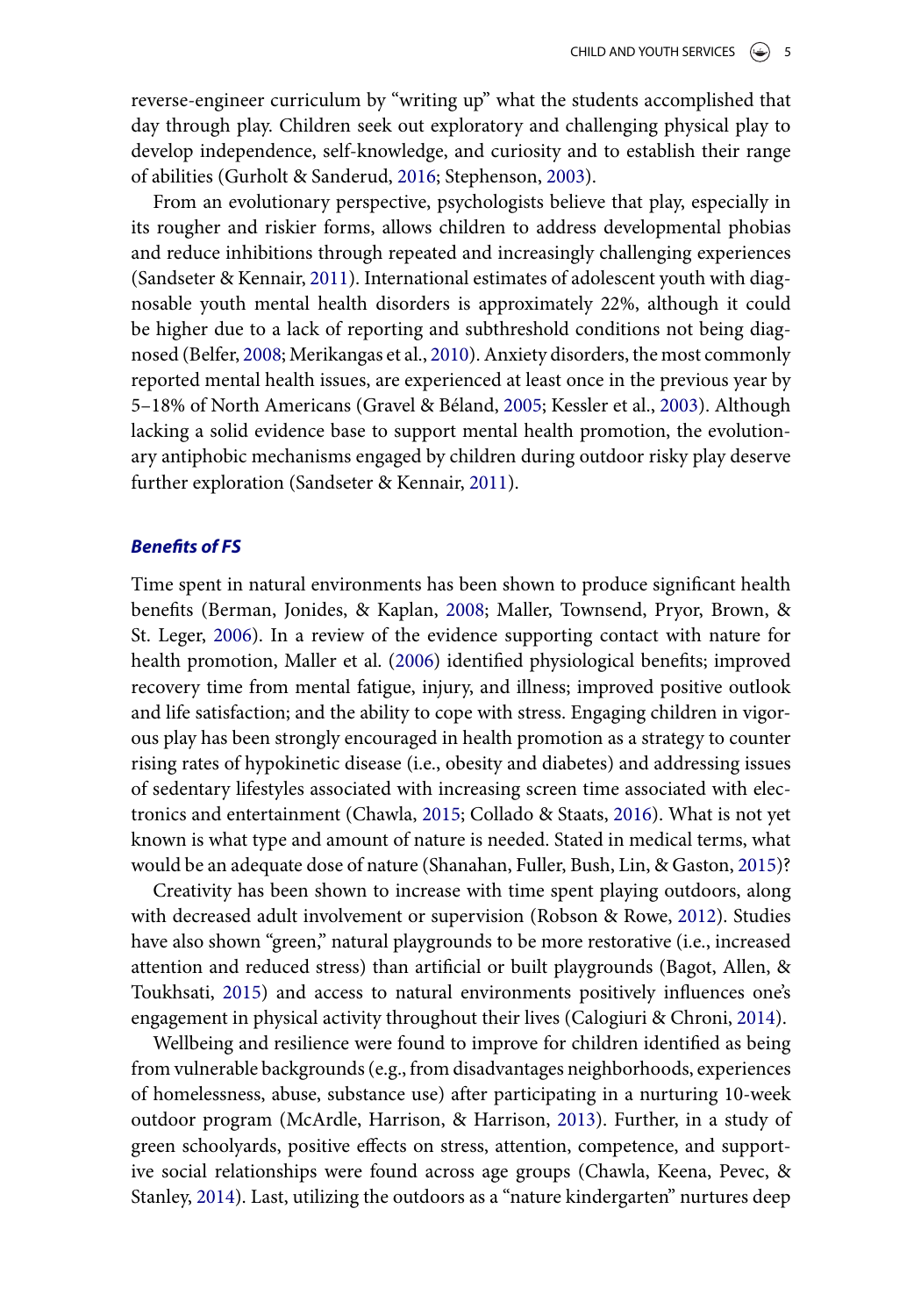reverse-engineer curriculum by "writing up" what the students accomplished that day through play. Children seek out exploratory and challenging physical play to develop independence, self-knowledge, and curiosity and to establish their range of abilities (Gurholt & Sanderud, 2016; Stephenson, 2003).

From an evolutionary perspective, psychologists believe that play, especially in its rougher and riskier forms, allows children to address developmental phobias and reduce inhibitions through repeated and increasingly challenging experiences (Sandseter & Kennair, 2011). International estimates of adolescent youth with diagnosable youth mental health disorders is approximately 22%, although it could be higher due to a lack of reporting and subthreshold conditions not being diagnosed (Belfer, 2008; Merikangas et al., 2010). Anxiety disorders, the most commonly reported mental health issues, are experienced at least once in the previous year by 5–18% of North Americans (Gravel & Béland, 2005; Kessler et al., 2003). Although lacking a solid evidence base to support mental health promotion, the evolutionary antiphobic mechanisms engaged by children during outdoor risky play deserve further exploration (Sandseter & Kennair, 2011).

### *Benefits of FS*

Time spent in natural environments has been shown to produce significant health benefits (Berman, Jonides, & Kaplan, 2008; Maller, Townsend, Pryor, Brown, & St. Leger, 2006). In a review of the evidence supporting contact with nature for health promotion, Maller et al. (2006) identified physiological benefits; improved recovery time from mental fatigue, injury, and illness; improved positive outlook and life satisfaction; and the ability to cope with stress. Engaging children in vigorous play has been strongly encouraged in health promotion as a strategy to counter rising rates of hypokinetic disease (i.e., obesity and diabetes) and addressing issues of sedentary lifestyles associated with increasing screen time associated with electronics and entertainment (Chawla, 2015; Collado & Staats, 2016). What is not yet known is what type and amount of nature is needed. Stated in medical terms, what would be an adequate dose of nature (Shanahan, Fuller, Bush, Lin, & Gaston, 2015)?

Creativity has been shown to increase with time spent playing outdoors, along with decreased adult involvement or supervision (Robson & Rowe, 2012). Studies have also shown "green," natural playgrounds to be more restorative (i.e., increased attention and reduced stress) than artificial or built playgrounds (Bagot, Allen, & Toukhsati, 2015) and access to natural environments positively influences one's engagement in physical activity throughout their lives (Calogiuri & Chroni, 2014).

Wellbeing and resilience were found to improve for children identified as being from vulnerable backgrounds (e.g., from disadvantages neighborhoods, experiences of homelessness, abuse, substance use) after participating in a nurturing 10-week outdoor program (McArdle, Harrison, & Harrison, 2013). Further, in a study of green schoolyards, positive effects on stress, attention, competence, and supportive social relationships were found across age groups (Chawla, Keena, Pevec, & Stanley, 2014). Last, utilizing the outdoors as a "nature kindergarten" nurtures deep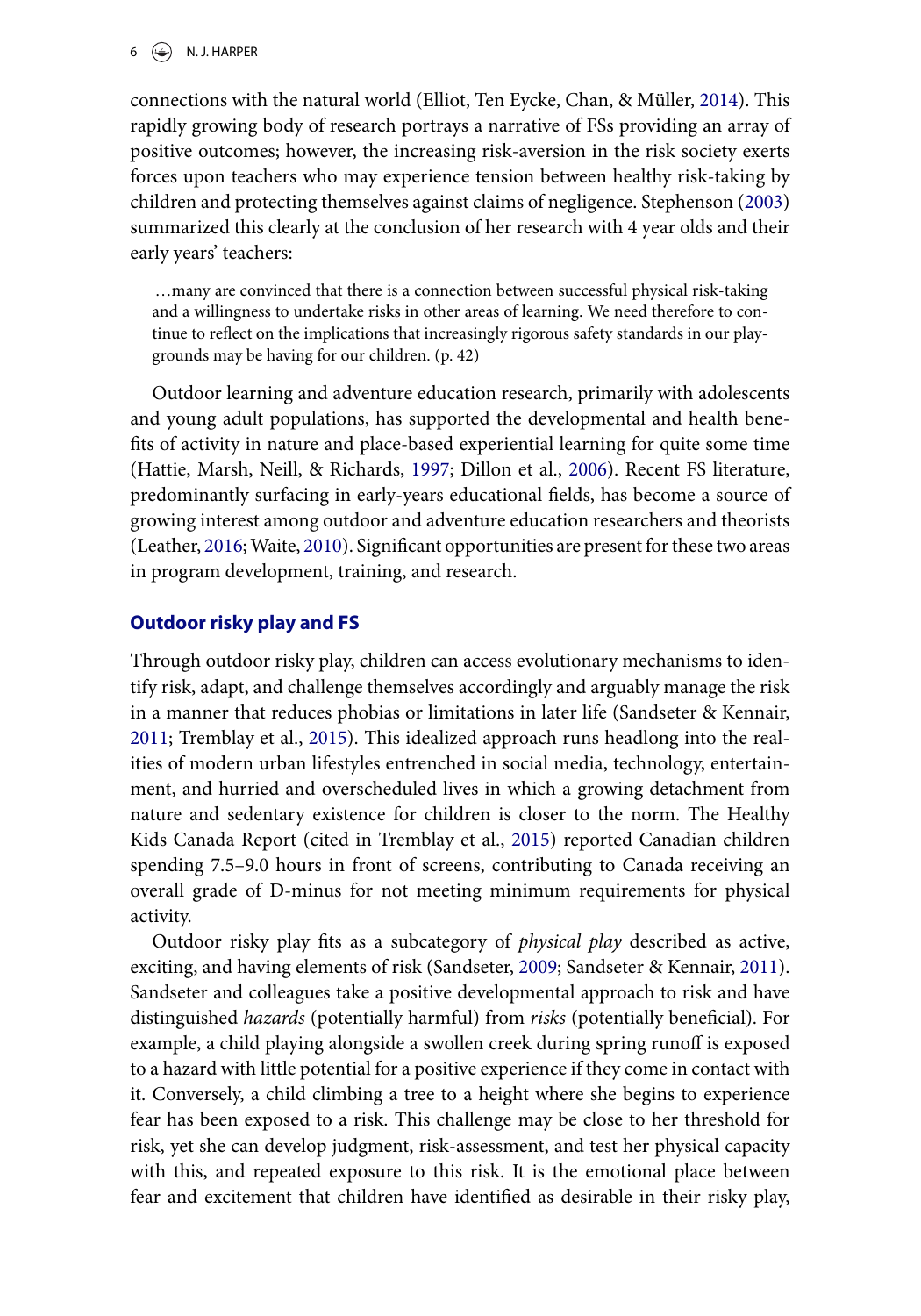connections with the natural world (Elliot, Ten Eycke, Chan, & Müller, 2014). This rapidly growing body of research portrays a narrative of FSs providing an array of positive outcomes; however, the increasing risk-aversion in the risk society exerts forces upon teachers who may experience tension between healthy risk-taking by children and protecting themselves against claims of negligence. Stephenson (2003) summarized this clearly at the conclusion of her research with 4 year olds and their early years' teachers:

> …many are convinced that there is a connection between successful physical risk-taking and a willingness to undertake risks in other areas of learning. We need therefore to continue to reflect on the implications that increasingly rigorous safety standards in our playgrounds may be having for our children. (p. 42)

Outdoor learning and adventure education research, primarily with adolescents and young adult populations, has supported the developmental and health benefits of activity in nature and place-based experiential learning for quite some time (Hattie, Marsh, Neill, & Richards, 1997; Dillon et al., 2006). Recent FS literature, predominantly surfacing in early-years educational fields, has become a source of growing interest among outdoor and adventure education researchers and theorists (Leather, 2016; Waite, 2010). Significant opportunities are present for these two areas in program development, training, and research.

## Outdoor risky play and FS

Through outdoor risky play, children can access evolutionary mechanisms to identify risk, adapt, and challenge themselves accordingly and arguably manage the risk in a manner that reduces phobias or limitations in later life (Sandseter & Kennair, 2011; Tremblay et al., 2015). This idealized approach runs headlong into the realities of modern urban lifestyles entrenched in social media, technology, entertainment, and hurried and overscheduled lives in which a growing detachment from nature and sedentary existence for children is closer to the norm. The Healthy Kids Canada Report (cited in Tremblay et al., 2015) reported Canadian children spending 7.5–9.0 hours in front of screens, contributing to Canada receiving an overall grade of D-minus for not meeting minimum requirements for physical activity.

Outdoor risky play fits as a subcategory of *physical play* described as active, exciting, and having elements of risk (Sandseter, 2009; Sandseter & Kennair, 2011). Sandseter and colleagues take a positive developmental approach to risk and have distinguished *hazards* (potentially harmful) from *risks* (potentially beneficial). For example, a child playing alongside a swollen creek during spring runoff is exposed to a hazard with little potential for a positive experience if they come in contact with it. Conversely, a child climbing a tree to a height where she begins to experience fear has been exposed to a risk. This challenge may be close to her threshold for risk, yet she can develop judgment, risk-assessment, and test her physical capacity with this, and repeated exposure to this risk. It is the emotional place between fear and excitement that children have identified as desirable in their risky play,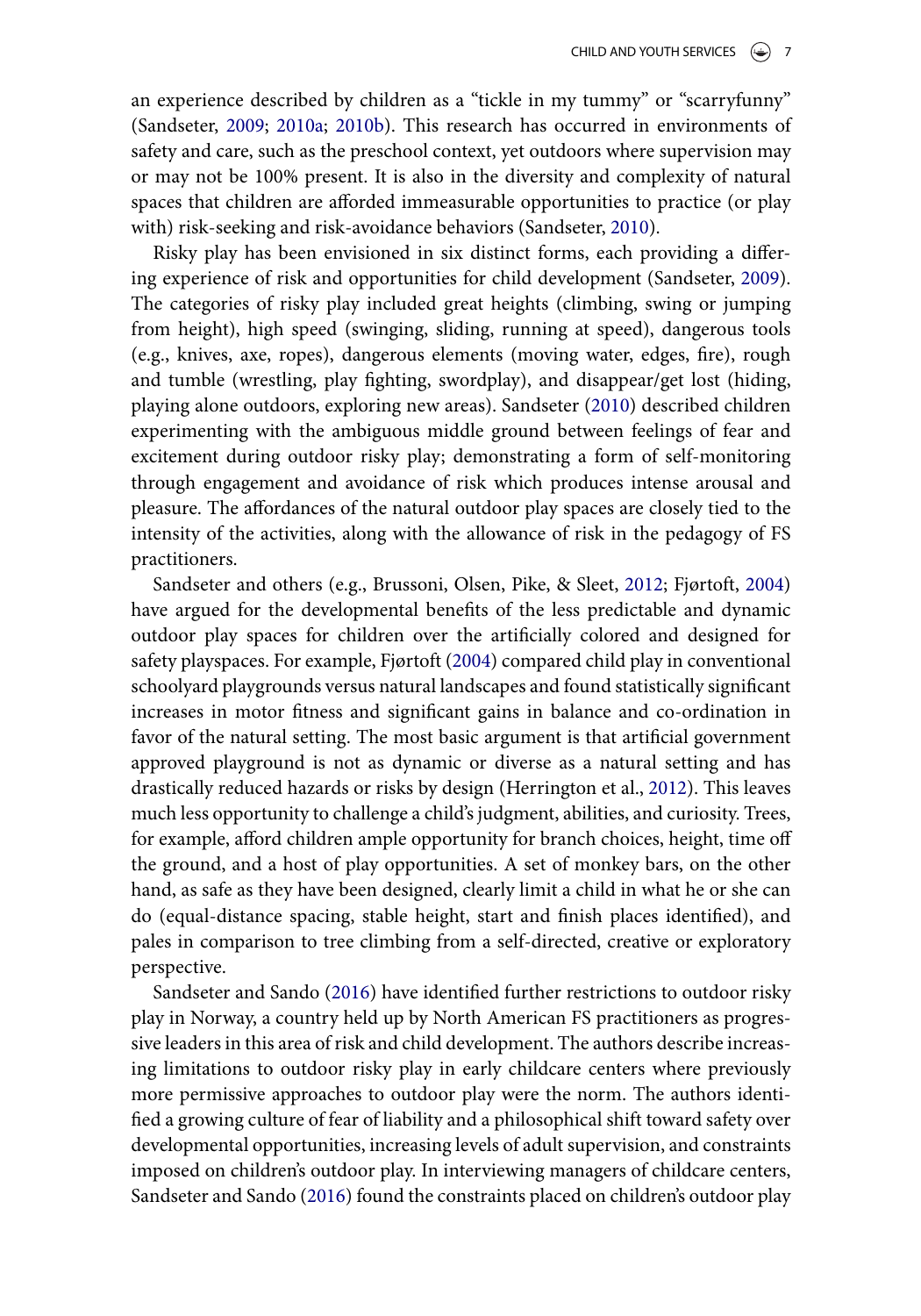an experience described by children as a "tickle in my tummy" or "scarryfunny" (Sandseter, 2009; 2010a; 2010b). This research has occurred in environments of safety and care, such as the preschool context, yet outdoors where supervision may or may not be 100% present. It is also in the diversity and complexity of natural spaces that children are afforded immeasurable opportunities to practice (or play with) risk-seeking and risk-avoidance behaviors (Sandseter, 2010).

Risky play has been envisioned in six distinct forms, each providing a differing experience of risk and opportunities for child development (Sandseter, 2009). The categories of risky play included great heights (climbing, swing or jumping from height), high speed (swinging, sliding, running at speed), dangerous tools (e.g., knives, axe, ropes), dangerous elements (moving water, edges, fire), rough and tumble (wrestling, play fighting, swordplay), and disappear/get lost (hiding, playing alone outdoors, exploring new areas). Sandseter (2010) described children experimenting with the ambiguous middle ground between feelings of fear and excitement during outdoor risky play; demonstrating a form of self-monitoring through engagement and avoidance of risk which produces intense arousal and pleasure. The affordances of the natural outdoor play spaces are closely tied to the intensity of the activities, along with the allowance of risk in the pedagogy of FS practitioners.

Sandseter and others (e.g., Brussoni, Olsen, Pike, & Sleet, 2012; Fjørtoft, 2004) have argued for the developmental benefits of the less predictable and dynamic outdoor play spaces for children over the artificially colored and designed for safety playspaces. For example, Fjørtoft (2004) compared child play in conventional schoolyard playgrounds versus natural landscapes and found statistically significant increases in motor fitness and significant gains in balance and co-ordination in favor of the natural setting. The most basic argument is that artificial government approved playground is not as dynamic or diverse as a natural setting and has drastically reduced hazards or risks by design (Herrington et al., 2012). This leaves much less opportunity to challenge a child's judgment, abilities, and curiosity. Trees, for example, afford children ample opportunity for branch choices, height, time off the ground, and a host of play opportunities. A set of monkey bars, on the other hand, as safe as they have been designed, clearly limit a child in what he or she can do (equal-distance spacing, stable height, start and finish places identified), and pales in comparison to tree climbing from a self-directed, creative or exploratory perspective.

Sandseter and Sando (2016) have identified further restrictions to outdoor risky play in Norway, a country held up by North American FS practitioners as progressive leaders in this area of risk and child development. The authors describe increasing limitations to outdoor risky play in early childcare centers where previously more permissive approaches to outdoor play were the norm. The authors identified a growing culture of fear of liability and a philosophical shift toward safety over developmental opportunities, increasing levels of adult supervision, and constraints imposed on children's outdoor play. In interviewing managers of childcare centers, Sandseter and Sando (2016) found the constraints placed on children's outdoor play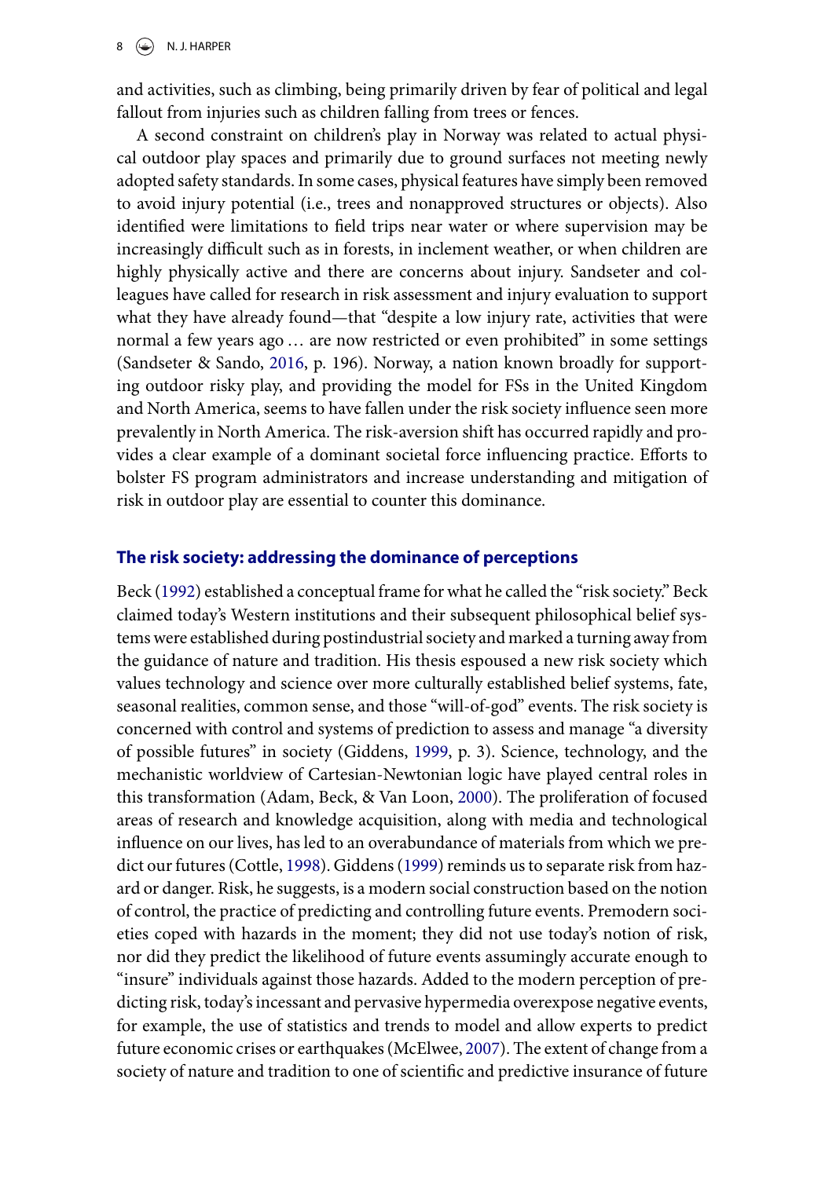and activities, such as climbing, being primarily driven by fear of political and legal fallout from injuries such as children falling from trees or fences.

A second constraint on children's play in Norway was related to actual physical outdoor play spaces and primarily due to ground surfaces not meeting newly adopted safety standards. In some cases, physical features have simply been removed to avoid injury potential (i.e., trees and nonapproved structures or objects). Also identified were limitations to field trips near water or where supervision may be increasingly difficult such as in forests, in inclement weather, or when children are highly physically active and there are concerns about injury. Sandseter and colleagues have called for research in risk assessment and injury evaluation to support what they have already found—that "despite a low injury rate, activities that were normal a few years ago … are now restricted or even prohibited" in some settings (Sandseter & Sando, 2016, p. 196). Norway, a nation known broadly for supporting outdoor risky play, and providing the model for FSs in the United Kingdom and North America, seems to have fallen under the risk society influence seen more prevalently in North America. The risk-aversion shift has occurred rapidly and provides a clear example of a dominant societal force influencing practice. Efforts to bolster FS program administrators and increase understanding and mitigation of risk in outdoor play are essential to counter this dominance.

## The risk society: addressing the dominance of perceptions

Beck (1992) established a conceptual frame for what he called the "risk society." Beck claimed today's Western institutions and their subsequent philosophical belief systems were established during postindustrial society and marked a turning away from the guidance of nature and tradition. His thesis espoused a new risk society which values technology and science over more culturally established belief systems, fate, seasonal realities, common sense, and those "will-of-god" events. The risk society is concerned with control and systems of prediction to assess and manage "a diversity of possible futures" in society (Giddens, 1999, p. 3). Science, technology, and the mechanistic worldview of Cartesian-Newtonian logic have played central roles in this transformation (Adam, Beck, & Van Loon, 2000). The proliferation of focused areas of research and knowledge acquisition, along with media and technological influence on our lives, has led to an overabundance of materials from which we predict our futures (Cottle, 1998). Giddens (1999) reminds us to separate risk from hazard or danger. Risk, he suggests, is a modern social construction based on the notion of control, the practice of predicting and controlling future events. Premodern societies coped with hazards in the moment; they did not use today's notion of risk, nor did they predict the likelihood of future events assumingly accurate enough to "insure" individuals against those hazards. Added to the modern perception of predicting risk, today's incessant and pervasive hypermedia overexpose negative events, for example, the use of statistics and trends to model and allow experts to predict future economic crises or earthquakes (McElwee, 2007). The extent of change from a society of nature and tradition to one of scientific and predictive insurance of future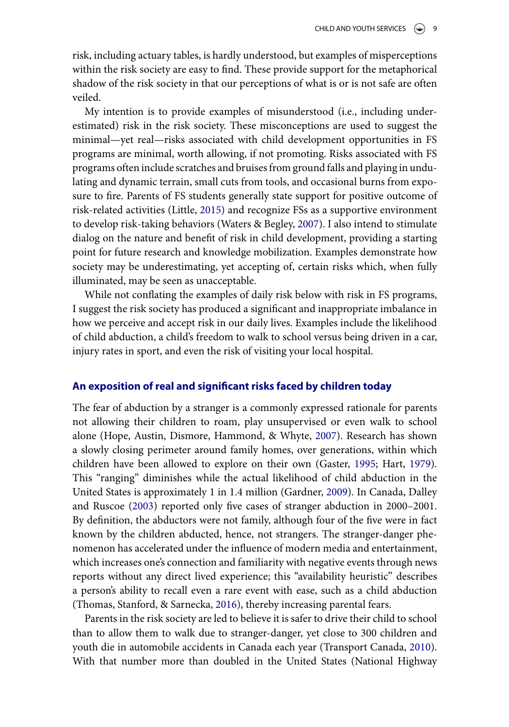risk, including actuary tables, is hardly understood, but examples of misperceptions within the risk society are easy to find. These provide support for the metaphorical shadow of the risk society in that our perceptions of what is or is not safe are often veiled.

My intention is to provide examples of misunderstood (i.e., including underestimated) risk in the risk society. These misconceptions are used to suggest the minimal—yet real—risks associated with child development opportunities in FS programs are minimal, worth allowing, if not promoting. Risks associated with FS programs often include scratches and bruises from ground falls and playing in undulating and dynamic terrain, small cuts from tools, and occasional burns from exposure to fire. Parents of FS students generally state support for positive outcome of risk-related activities (Little, 2015) and recognize FSs as a supportive environment to develop risk-taking behaviors (Waters & Begley, 2007). I also intend to stimulate dialog on the nature and benefit of risk in child development, providing a starting point for future research and knowledge mobilization. Examples demonstrate how society may be underestimating, yet accepting of, certain risks which, when fully illuminated, may be seen as unacceptable.

While not conflating the examples of daily risk below with risk in FS programs, I suggest the risk society has produced a significant and inappropriate imbalance in how we perceive and accept risk in our daily lives. Examples include the likelihood of child abduction, a child's freedom to walk to school versus being driven in a car, injury rates in sport, and even the risk of visiting your local hospital.

## An exposition of real and significant risks faced by children today

The fear of abduction by a stranger is a commonly expressed rationale for parents not allowing their children to roam, play unsupervised or even walk to school alone (Hope, Austin, Dismore, Hammond, & Whyte, 2007). Research has shown a slowly closing perimeter around family homes, over generations, within which children have been allowed to explore on their own (Gaster, 1995; Hart, 1979). This "ranging" diminishes while the actual likelihood of child abduction in the United States is approximately 1 in 1.4 million (Gardner, 2009). In Canada, Dalley and Ruscoe (2003) reported only five cases of stranger abduction in 2000–2001. By definition, the abductors were not family, although four of the five were in fact known by the children abducted, hence, not strangers. The stranger-danger phenomenon has accelerated under the influence of modern media and entertainment, which increases one's connection and familiarity with negative events through news reports without any direct lived experience; this "availability heuristic" describes a person's ability to recall even a rare event with ease, such as a child abduction (Thomas, Stanford, & Sarnecka, 2016), thereby increasing parental fears.

Parents in the risk society are led to believe it is safer to drive their child to school than to allow them to walk due to stranger-danger, yet close to 300 children and youth die in automobile accidents in Canada each year (Transport Canada, 2010). With that number more than doubled in the United States (National Highway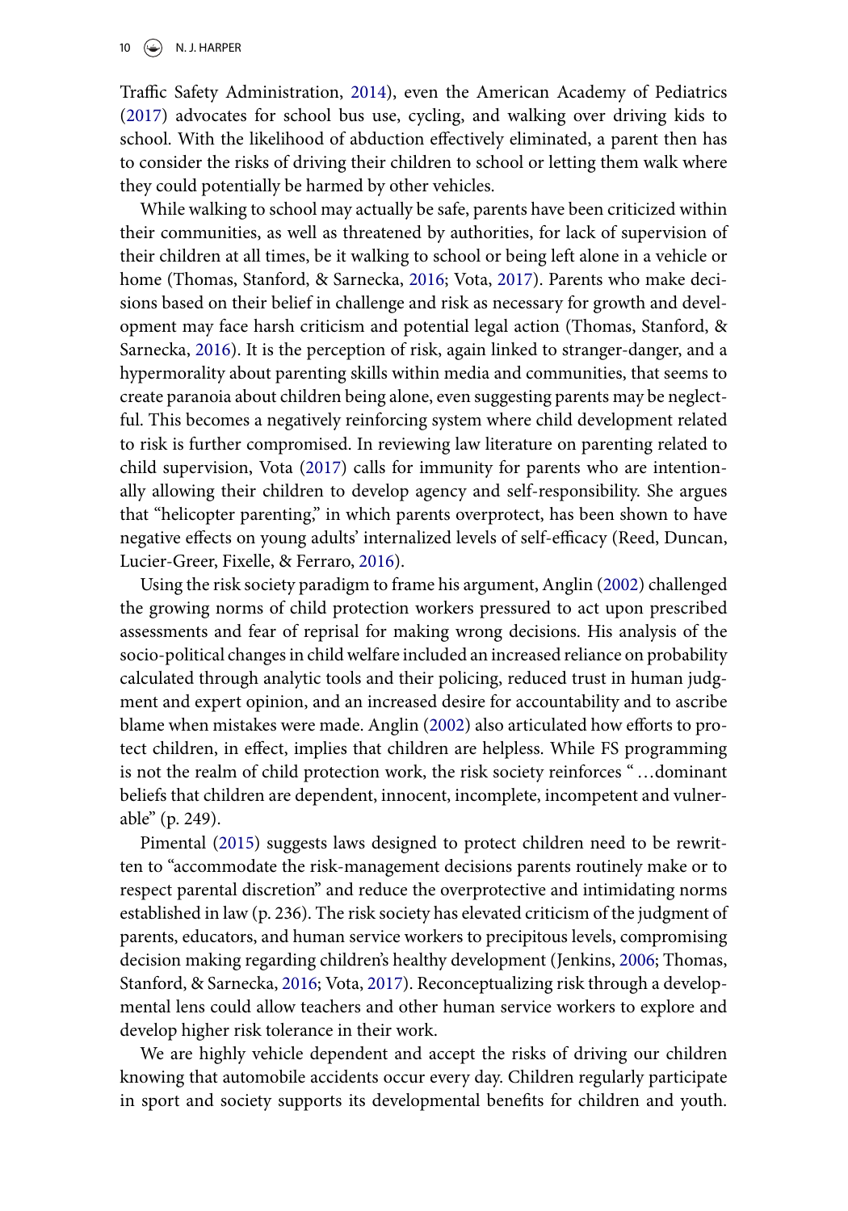Traffic Safety Administration, 2014), even the American Academy of Pediatrics (2017) advocates for school bus use, cycling, and walking over driving kids to school. With the likelihood of abduction effectively eliminated, a parent then has to consider the risks of driving their children to school or letting them walk where they could potentially be harmed by other vehicles.

While walking to school may actually be safe, parents have been criticized within their communities, as well as threatened by authorities, for lack of supervision of their children at all times, be it walking to school or being left alone in a vehicle or home (Thomas, Stanford, & Sarnecka, 2016; Vota, 2017). Parents who make decisions based on their belief in challenge and risk as necessary for growth and development may face harsh criticism and potential legal action (Thomas, Stanford, & Sarnecka, 2016). It is the perception of risk, again linked to stranger-danger, and a hypermorality about parenting skills within media and communities, that seems to create paranoia about children being alone, even suggesting parents may be neglectful. This becomes a negatively reinforcing system where child development related to risk is further compromised. In reviewing law literature on parenting related to child supervision, Vota (2017) calls for immunity for parents who are intentionally allowing their children to develop agency and self-responsibility. She argues that "helicopter parenting," in which parents overprotect, has been shown to have negative effects on young adults' internalized levels of self-efficacy (Reed, Duncan, Lucier-Greer, Fixelle, & Ferraro, 2016).

Using the risk society paradigm to frame his argument, Anglin (2002) challenged the growing norms of child protection workers pressured to act upon prescribed assessments and fear of reprisal for making wrong decisions. His analysis of the socio-political changes in child welfare included an increased reliance on probability calculated through analytic tools and their policing, reduced trust in human judgment and expert opinion, and an increased desire for accountability and to ascribe blame when mistakes were made. Anglin (2002) also articulated how efforts to protect children, in effect, implies that children are helpless. While FS programming is not the realm of child protection work, the risk society reinforces "…dominant beliefs that children are dependent, innocent, incomplete, incompetent and vulnerable" (p. 249).

Pimental (2015) suggests laws designed to protect children need to be rewritten to "accommodate the risk-management decisions parents routinely make or to respect parental discretion" and reduce the overprotective and intimidating norms established in law (p. 236). The risk society has elevated criticism of the judgment of parents, educators, and human service workers to precipitous levels, compromising decision making regarding children's healthy development (Jenkins, 2006; Thomas, Stanford, & Sarnecka, 2016; Vota, 2017). Reconceptualizing risk through a developmental lens could allow teachers and other human service workers to explore and develop higher risk tolerance in their work.

We are highly vehicle dependent and accept the risks of driving our children knowing that automobile accidents occur every day. Children regularly participate in sport and society supports its developmental benefits for children and youth.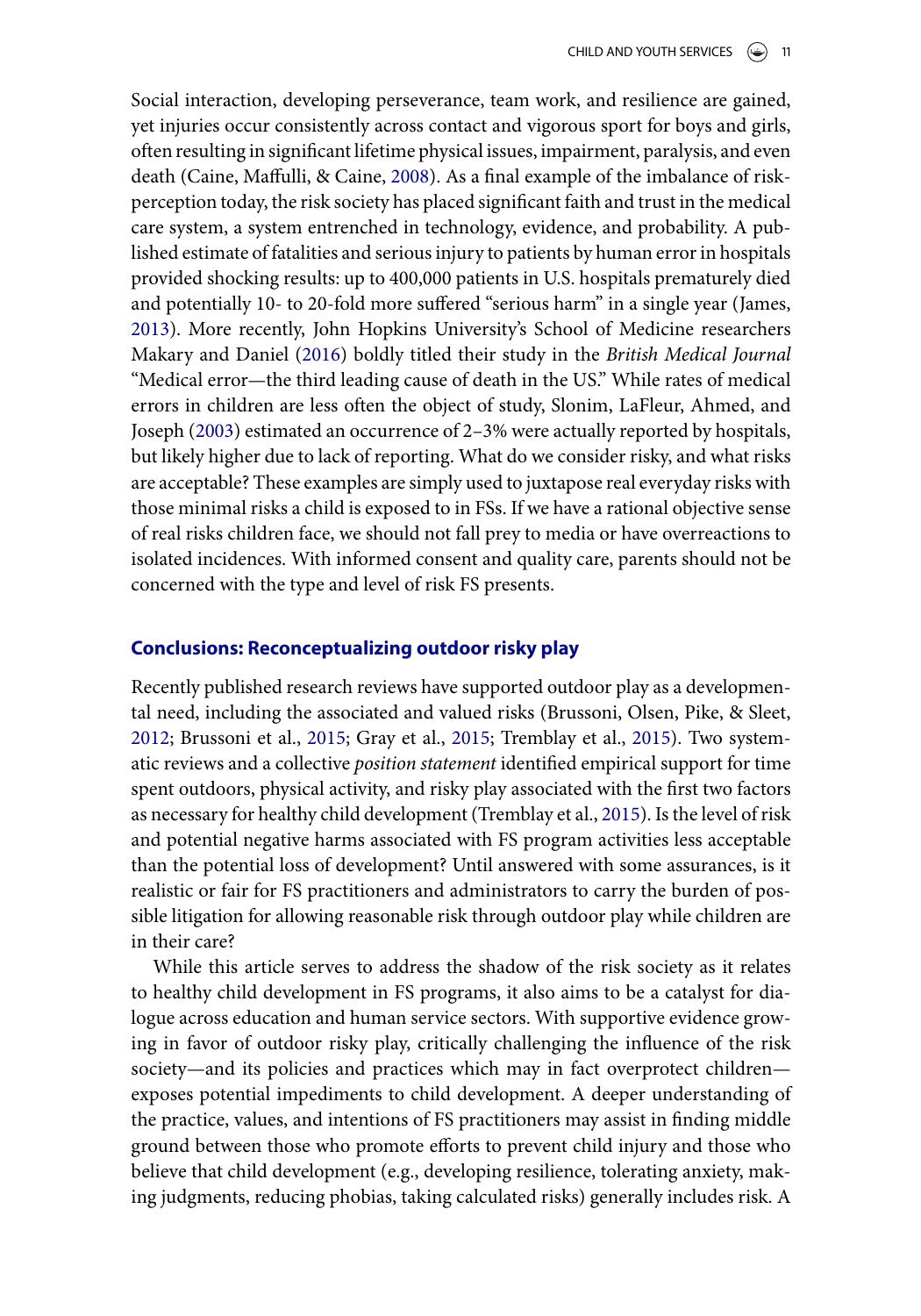Social interaction, developing perseverance, team work, and resilience are gained, yet injuries occur consistently across contact and vigorous sport for boys and girls, often resulting in significant lifetime physical issues, impairment, paralysis, and even death (Caine, Maffulli, & Caine, 2008). As a final example of the imbalance of risk-perception today, the risk society has placed significant faith and trust in the medical care system, a system entrenched in technology, evidence, and probability. A published estimate of fatalities and serious injury to patients by human error in hospitals provided shocking results: up to 400,000 patients in U.S. hospitals prematurely died and potentially 10- to 20-fold more suffered "serious harm" in a single year (James, 2013). More recently, John Hopkins University's School of Medicine researchers Makary and Daniel (2016) boldly titled their study in the *British Medical Journal* "Medical error—the third leading cause of death in the US." While rates of medical errors in children are less often the object of study, Slonim, LaFleur, Ahmed, and Joseph (2003) estimated an occurrence of 2–3% were actually reported by hospitals, but likely higher due to lack of reporting. What do we consider risky, and what risks are acceptable? These examples are simply used to juxtapose real everyday risks with those minimal risks a child is exposed to in FSs. If we have a rational objective sense of real risks children face, we should not fall prey to media or have overreactions to isolated incidences. With informed consent and quality care, parents should not be concerned with the type and level of risk FS presents.

## Conclusions: Reconceptualizing outdoor risky play

Recently published research reviews have supported outdoor play as a developmental need, including the associated and valued risks (Brussoni, Olsen, Pike, & Sleet, 2012; Brussoni et al., 2015; Gray et al., 2015; Tremblay et al., 2015). Two systematic reviews and a collective *position statement* identified empirical support for time spent outdoors, physical activity, and risky play associated with the first two factors as necessary for healthy child development (Tremblay et al., 2015). Is the level of risk and potential negative harms associated with FS program activities less acceptable than the potential loss of development? Until answered with some assurances, is it realistic or fair for FS practitioners and administrators to carry the burden of possible litigation for allowing reasonable risk through outdoor play while children are in their care?

While this article serves to address the shadow of the risk society as it relates to healthy child development in FS programs, it also aims to be a catalyst for dialogue across education and human service sectors. With supportive evidence growing in favor of outdoor risky play, critically challenging the influence of the risk society—and its policies and practices which may in fact overprotect children—exposes potential impediments to child development. A deeper understanding of the practice, values, and intentions of FS practitioners may assist in finding middle ground between those who promote efforts to prevent child injury and those who believe that child development (e.g., developing resilience, tolerating anxiety, making judgments, reducing phobias, taking calculated risks) generally includes risk. A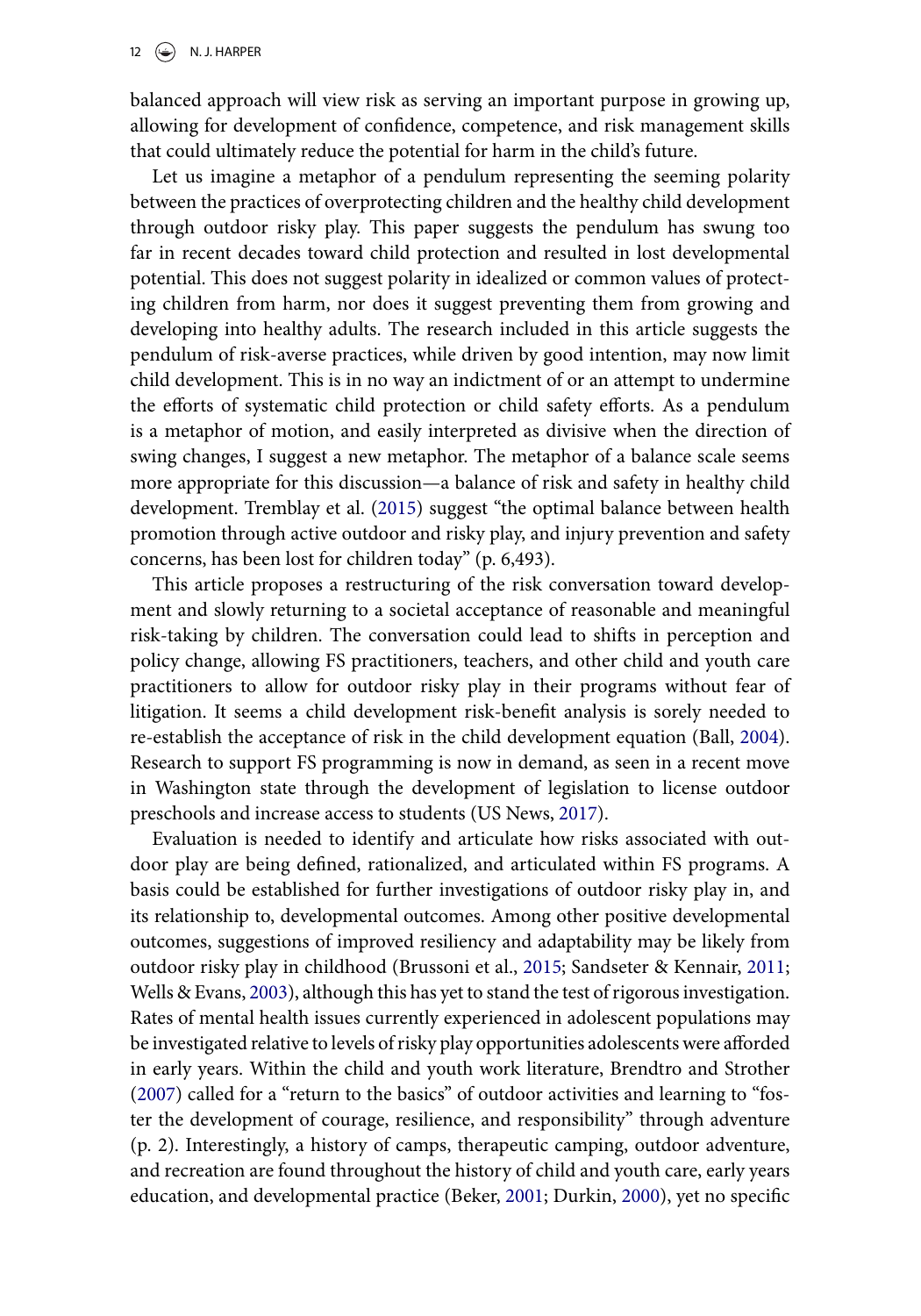balanced approach will view risk as serving an important purpose in growing up, allowing for development of confidence, competence, and risk management skills that could ultimately reduce the potential for harm in the child's future.

Let us imagine a metaphor of a pendulum representing the seeming polarity between the practices of overprotecting children and the healthy child development through outdoor risky play. This paper suggests the pendulum has swung too far in recent decades toward child protection and resulted in lost developmental potential. This does not suggest polarity in idealized or common values of protecting children from harm, nor does it suggest preventing them from growing and developing into healthy adults. The research included in this article suggests the pendulum of risk-averse practices, while driven by good intention, may now limit child development. This is in no way an indictment of or an attempt to undermine the efforts of systematic child protection or child safety efforts. As a pendulum is a metaphor of motion, and easily interpreted as divisive when the direction of swing changes, I suggest a new metaphor. The metaphor of a balance scale seems more appropriate for this discussion—a balance of risk and safety in healthy child development. Tremblay et al. (2015) suggest "the optimal balance between health promotion through active outdoor and risky play, and injury prevention and safety concerns, has been lost for children today" (p. 6,493).

This article proposes a restructuring of the risk conversation toward development and slowly returning to a societal acceptance of reasonable and meaningful risk-taking by children. The conversation could lead to shifts in perception and policy change, allowing FS practitioners, teachers, and other child and youth care practitioners to allow for outdoor risky play in their programs without fear of litigation. It seems a child development risk-benefit analysis is sorely needed to re-establish the acceptance of risk in the child development equation (Ball, 2004). Research to support FS programming is now in demand, as seen in a recent move in Washington state through the development of legislation to license outdoor preschools and increase access to students (US News, 2017).

Evaluation is needed to identify and articulate how risks associated with outdoor play are being defined, rationalized, and articulated within FS programs. A basis could be established for further investigations of outdoor risky play in, and its relationship to, developmental outcomes. Among other positive developmental outcomes, suggestions of improved resiliency and adaptability may be likely from outdoor risky play in childhood (Brussoni et al., 2015; Sandseter & Kennair, 2011; Wells & Evans, 2003), although this has yet to stand the test of rigorous investigation. Rates of mental health issues currently experienced in adolescent populations may be investigated relative to levels of risky play opportunities adolescents were afforded in early years. Within the child and youth work literature, Brendtro and Strother (2007) called for a "return to the basics" of outdoor activities and learning to "foster the development of courage, resilience, and responsibility" through adventure (p. 2). Interestingly, a history of camps, therapeutic camping, outdoor adventure, and recreation are found throughout the history of child and youth care, early years education, and developmental practice (Beker, 2001; Durkin, 2000), yet no specific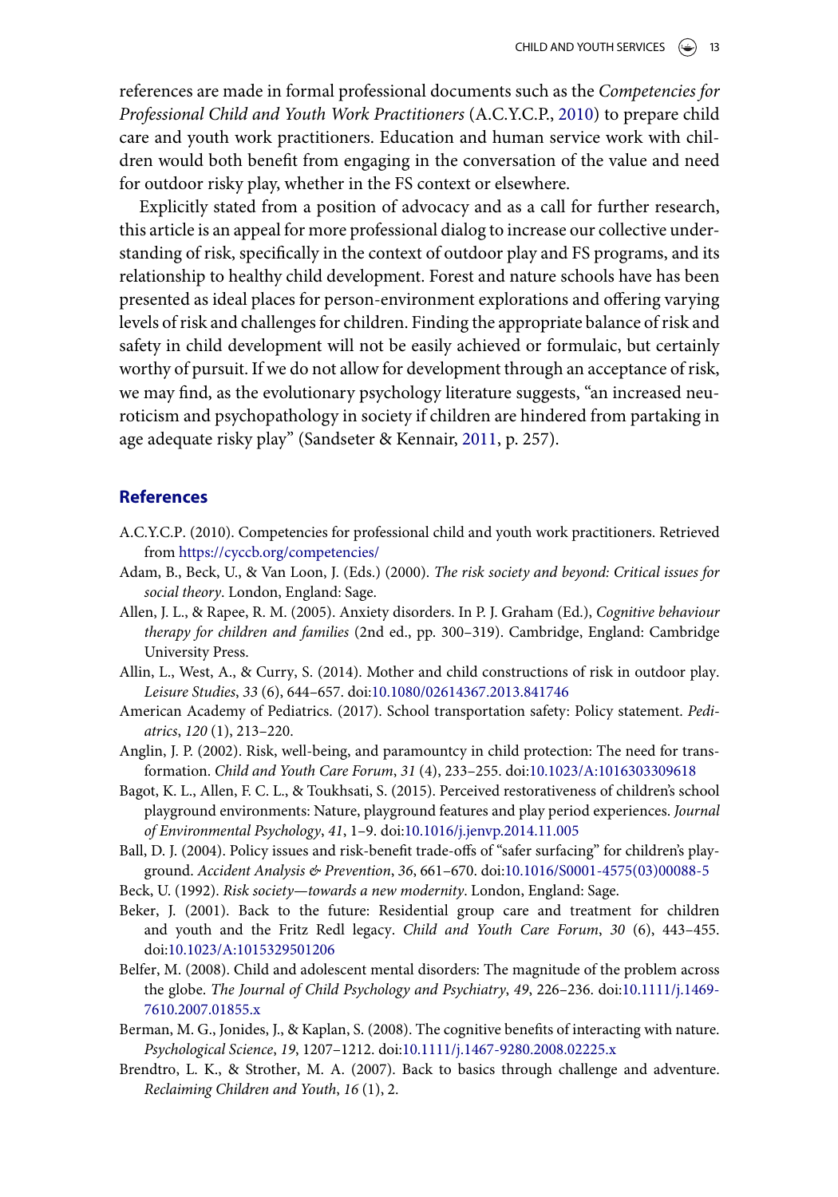references are made in formal professional documents such as the *Competencies for Professional Child and Youth Work Practitioners* (A.C.Y.C.P., 2010) to prepare child care and youth work practitioners. Education and human service work with children would both benefit from engaging in the conversation of the value and need for outdoor risky play, whether in the FS context or elsewhere.

Explicitly stated from a position of advocacy and as a call for further research, this article is an appeal for more professional dialog to increase our collective understanding of risk, specifically in the context of outdoor play and FS programs, and its relationship to healthy child development. Forest and nature schools have has been presented as ideal places for person-environment explorations and offering varying levels of risk and challenges for children. Finding the appropriate balance of risk and safety in child development will not be easily achieved or formulaic, but certainly worthy of pursuit. If we do not allow for development through an acceptance of risk, we may find, as the evolutionary psychology literature suggests, "an increased neuroticism and psychopathology in society if children are hindered from partaking in age adequate risky play" (Sandseter & Kennair, 2011, p. 257).

## References

A.C.Y.C.P. (2010). Competencies for professional child and youth work practitioners. Retrieved from https://cyccb.org/competencies/

Adam, B., Beck, U., & Van Loon, J. (Eds.) (2000). *The risk society and beyond: Critical issues for social theory*. London, England: Sage.

Allen, J. L., & Rapee, R. M. (2005). Anxiety disorders. In P. J. Graham (Ed.), *Cognitive behaviour therapy for children and families* (2nd ed., pp. 300–319). Cambridge, England: Cambridge University Press.

Allin, L., West, A., & Curry, S. (2014). Mother and child constructions of risk in outdoor play. *Leisure Studies*, *33* (6), 644–657. doi:10.1080/02614367.2013.841746

American Academy of Pediatrics. (2017). School transportation safety: Policy statement. *Pediatrics*, *120* (1), 213–220.

Anglin, J. P. (2002). Risk, well-being, and paramountcy in child protection: The need for transformation. *Child and Youth Care Forum*, *31* (4), 233–255. doi:10.1023/A:1016303309618

Bagot, K. L., Allen, F. C. L., & Toukhsati, S. (2015). Perceived restorativeness of children's school playground environments: Nature, playground features and play period experiences. *Journal of Environmental Psychology*, *41*, 1–9. doi:10.1016/j.jenvp.2014.11.005

Ball, D. J. (2004). Policy issues and risk-benefit trade-offs of "safer surfacing" for children's playground. *Accident Analysis & Prevention*, *36*, 661–670. doi:10.1016/S0001-4575(03)00088-5

Beck, U. (1992). *Risk society—towards a new modernity*. London, England: Sage.

Beker, J. (2001). Back to the future: Residential group care and treatment for children and youth and the Fritz Redl legacy. *Child and Youth Care Forum*, *30* (6), 443–455. doi:10.1023/A:1015329501206

Belfer, M. (2008). Child and adolescent mental disorders: The magnitude of the problem across the globe. *The Journal of Child Psychology and Psychiatry*, *49*, 226–236. doi:10.1111/j.1469-7610.2007.01855.x

Berman, M. G., Jonides, J., & Kaplan, S. (2008). The cognitive benefits of interacting with nature. *Psychological Science*, *19*, 1207–1212. doi:10.1111/j.1467-9280.2008.02225.x

Brendtro, L. K., & Strother, M. A. (2007). Back to basics through challenge and adventure. *Reclaiming Children and Youth*, *16* (1), 2.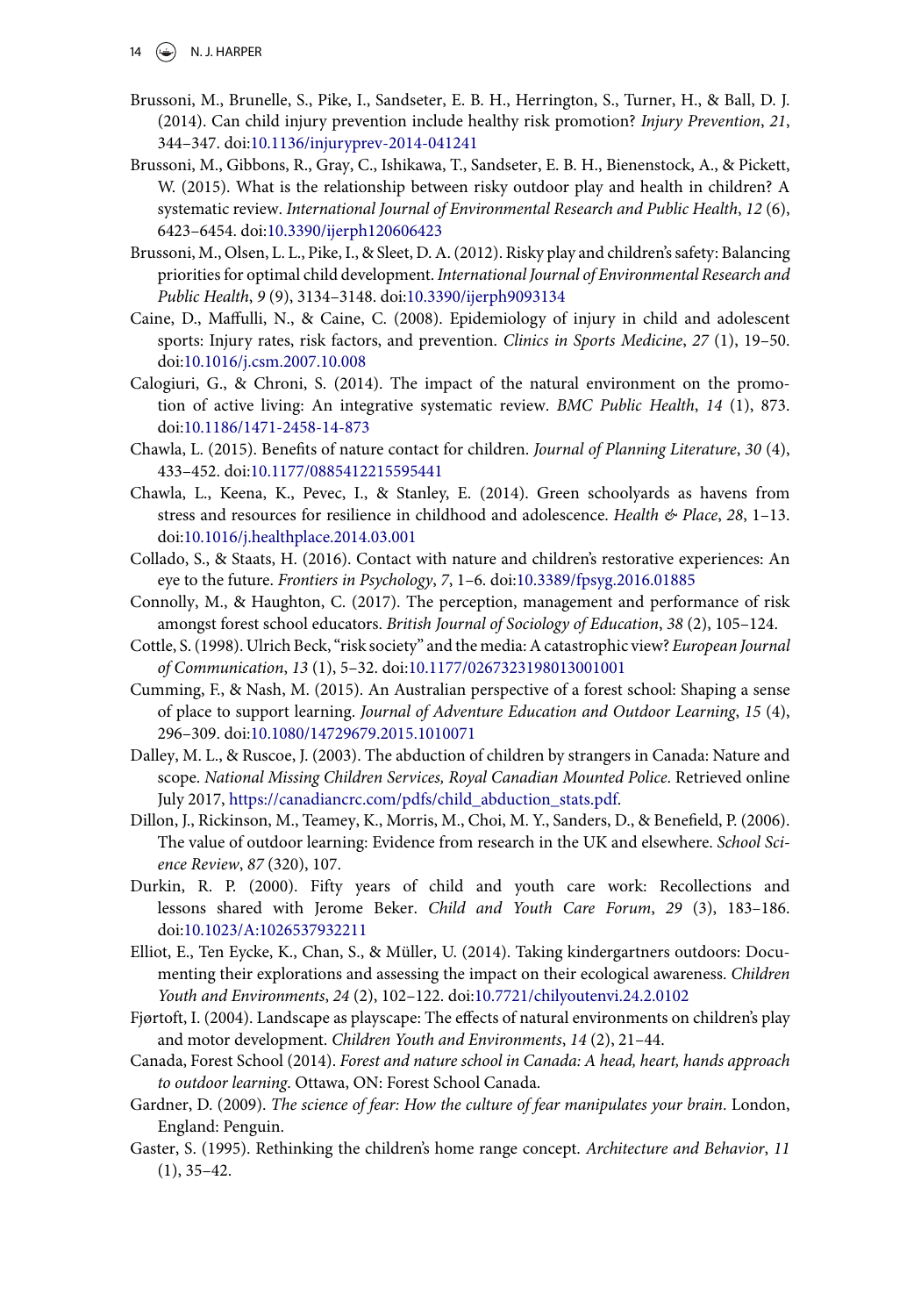Brussoni, M., Brunelle, S., Pike, I., Sandseter, E. B. H., Herrington, S., Turner, H., & Ball, D. J. (2014). Can child injury prevention include healthy risk promotion? *Injury Prevention*, *21*, 344–347. doi:10.1136/injuryprev-2014-041241

Brussoni, M., Gibbons, R., Gray, C., Ishikawa, T., Sandseter, E. B. H., Bienenstock, A., & Pickett, W. (2015). What is the relationship between risky outdoor play and health in children? A systematic review. *International Journal of Environmental Research and Public Health*, *12* (6), 6423–6454. doi:10.3390/ijerph120606423

Brussoni, M., Olsen, L. L., Pike, I., & Sleet, D. A. (2012). Risky play and children's safety: Balancing priorities for optimal child development. *International Journal of Environmental Research and Public Health*, *9* (9), 3134–3148. doi:10.3390/ijerph9093134

Caine, D., Maffulli, N., & Caine, C. (2008). Epidemiology of injury in child and adolescent sports: Injury rates, risk factors, and prevention. *Clinics in Sports Medicine*, *27* (1), 19–50. doi:10.1016/j.csm.2007.10.008

Calogiuri, G., & Chroni, S. (2014). The impact of the natural environment on the promotion of active living: An integrative systematic review. *BMC Public Health*, *14* (1), 873. doi:10.1186/1471-2458-14-873

Chawla, L. (2015). Benefits of nature contact for children. *Journal of Planning Literature*, *30* (4), 433–452. doi:10.1177/0885412215595441

Chawla, L., Keena, K., Pevec, I., & Stanley, E. (2014). Green schoolyards as havens from stress and resources for resilience in childhood and adolescence. *Health & Place*, *28*, 1–13. doi:10.1016/j.healthplace.2014.03.001

Collado, S., & Staats, H. (2016). Contact with nature and children's restorative experiences: An eye to the future. *Frontiers in Psychology*, *7*, 1–6. doi:10.3389/fpsyg.2016.01885

Connolly, M., & Haughton, C. (2017). The perception, management and performance of risk amongst forest school educators. *British Journal of Sociology of Education*, *38* (2), 105–124.

Cottle, S. (1998). Ulrich Beck, "risk society" and the media: A catastrophic view? *European Journal of Communication*, *13* (1), 5–32. doi:10.1177/0267323198013001001

Cumming, F., & Nash, M. (2015). An Australian perspective of a forest school: Shaping a sense of place to support learning. *Journal of Adventure Education and Outdoor Learning*, *15* (4), 296–309. doi:10.1080/14729679.2015.1010071

Dalley, M. L., & Ruscoe, J. (2003). The abduction of children by strangers in Canada: Nature and scope. *National Missing Children Services, Royal Canadian Mounted Police*. Retrieved online July 2017, https://canadiancrc.com/pdfs/child_abduction_stats.pdf.

Dillon, J., Rickinson, M., Teamey, K., Morris, M., Choi, M. Y., Sanders, D., & Benefield, P. (2006). The value of outdoor learning: Evidence from research in the UK and elsewhere. *School Science Review*, *87* (320), 107.

Durkin, R. P. (2000). Fifty years of child and youth care work: Recollections and lessons shared with Jerome Beker. *Child and Youth Care Forum*, *29* (3), 183–186. doi:10.1023/A:1026537932211

Elliot, E., Ten Eycke, K., Chan, S., & Müller, U. (2014). Taking kindergartners outdoors: Documenting their explorations and assessing the impact on their ecological awareness. *Children Youth and Environments*, *24* (2), 102–122. doi:10.7721/chilyoutenvi.24.2.0102

Fjørtoft, I. (2004). Landscape as playscape: The effects of natural environments on children's play and motor development. *Children Youth and Environments*, *14* (2), 21–44.

Canada, Forest School (2014). *Forest and nature school in Canada: A head, heart, hands approach to outdoor learning*. Ottawa, ON: Forest School Canada.

Gardner, D. (2009). *The science of fear: How the culture of fear manipulates your brain*. London, England: Penguin.

Gaster, S. (1995). Rethinking the children's home range concept. *Architecture and Behavior*, *11* (1), 35–42.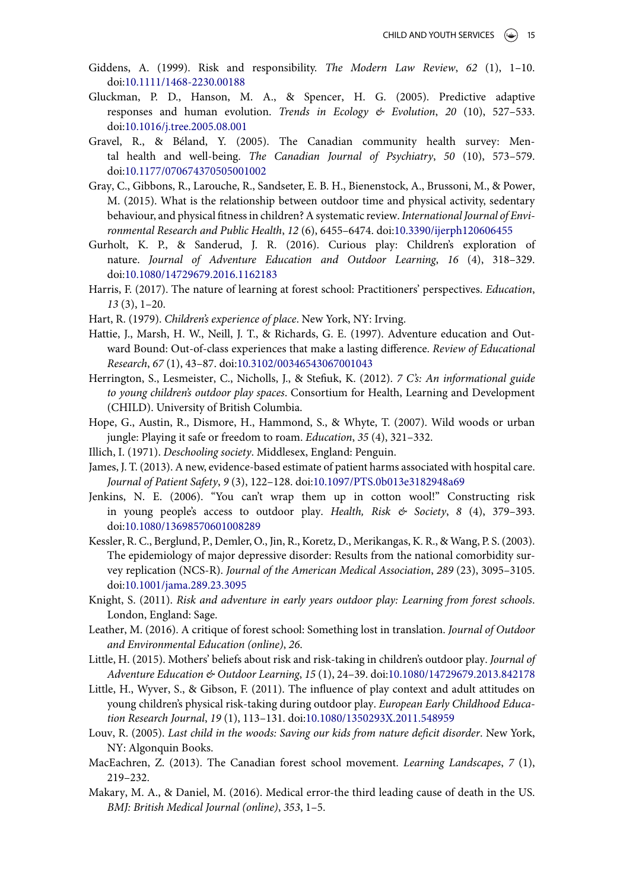Giddens, A. (1999). Risk and responsibility. *The Modern Law Review*, *62* (1), 1–10. doi:10.1111/1468-2230.00188

Gluckman, P. D., Hanson, M. A., & Spencer, H. G. (2005). Predictive adaptive responses and human evolution. *Trends in Ecology & Evolution*, *20* (10), 527–533. doi:10.1016/j.tree.2005.08.001

Gravel, R., & Béland, Y. (2005). The Canadian community health survey: Mental health and well-being. *The Canadian Journal of Psychiatry*, *50* (10), 573–579. doi:10.1177/070674370505001002

Gray, C., Gibbons, R., Larouche, R., Sandseter, E. B. H., Bienenstock, A., Brussoni, M., & Power, M. (2015). What is the relationship between outdoor time and physical activity, sedentary behaviour, and physical fitness in children? A systematic review. *International Journal of Environmental Research and Public Health*, *12* (6), 6455–6474. doi:10.3390/ijerph120606455

Gurholt, K. P., & Sanderud, J. R. (2016). Curious play: Children's exploration of nature. *Journal of Adventure Education and Outdoor Learning*, *16* (4), 318–329. doi:10.1080/14729679.2016.1162183

Harris, F. (2017). The nature of learning at forest school: Practitioners' perspectives. *Education*, *13* (3), 1–20.

Hart, R. (1979). *Children's experience of place*. New York, NY: Irving.

Hattie, J., Marsh, H. W., Neill, J. T., & Richards, G. E. (1997). Adventure education and Outward Bound: Out-of-class experiences that make a lasting difference. *Review of Educational Research*, *67* (1), 43–87. doi:10.3102/00346543067001043

Herrington, S., Lesmeister, C., Nicholls, J., & Stefiuk, K. (2012). *7 C's: An informational guide to young children's outdoor play spaces*. Consortium for Health, Learning and Development (CHILD). University of British Columbia.

Hope, G., Austin, R., Dismore, H., Hammond, S., & Whyte, T. (2007). Wild woods or urban jungle: Playing it safe or freedom to roam. *Education*, *35* (4), 321–332.

Illich, I. (1971). *Deschooling society*. Middlesex, England: Penguin.

James, J. T. (2013). A new, evidence-based estimate of patient harms associated with hospital care. *Journal of Patient Safety*, *9* (3), 122–128. doi:10.1097/PTS.0b013e3182948a69

Jenkins, N. E. (2006). "You can't wrap them up in cotton wool!" Constructing risk in young people's access to outdoor play. *Health, Risk & Society*, *8* (4), 379–393. doi:10.1080/13698570601008289

Kessler, R. C., Berglund, P., Demler, O., Jin, R., Koretz, D., Merikangas, K. R., & Wang, P. S. (2003). The epidemiology of major depressive disorder: Results from the national comorbidity survey replication (NCS-R). *Journal of the American Medical Association*, *289* (23), 3095–3105. doi:10.1001/jama.289.23.3095

Knight, S. (2011). *Risk and adventure in early years outdoor play: Learning from forest schools*. London, England: Sage.

Leather, M. (2016). A critique of forest school: Something lost in translation. *Journal of Outdoor and Environmental Education (online)*, *26*.

Little, H. (2015). Mothers' beliefs about risk and risk-taking in children's outdoor play. *Journal of Adventure Education & Outdoor Learning*, *15* (1), 24–39. doi:10.1080/14729679.2013.842178

Little, H., Wyver, S., & Gibson, F. (2011). The influence of play context and adult attitudes on young children's physical risk-taking during outdoor play. *European Early Childhood Education Research Journal*, *19* (1), 113–131. doi:10.1080/1350293X.2011.548959

Louv, R. (2005). *Last child in the woods: Saving our kids from nature deficit disorder*. New York, NY: Algonquin Books.

MacEachren, Z. (2013). The Canadian forest school movement. *Learning Landscapes*, *7* (1), 219–232.

Makary, M. A., & Daniel, M. (2016). Medical error-the third leading cause of death in the US. *BMJ: British Medical Journal (online)*, *353*, 1–5.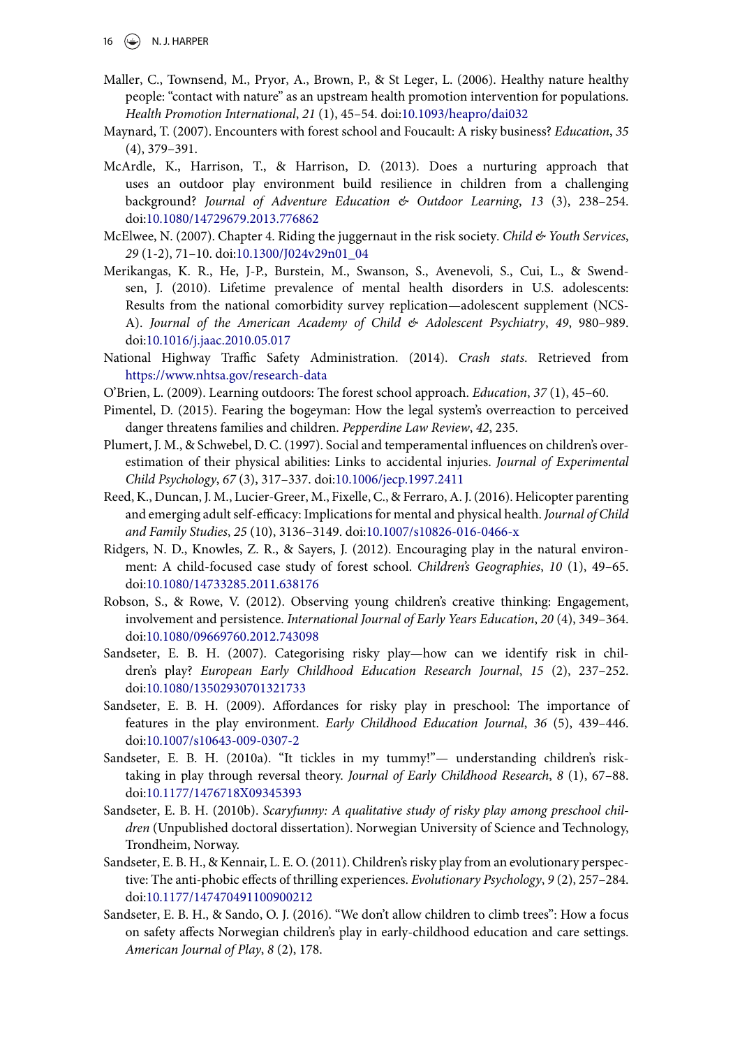Maller, C., Townsend, M., Pryor, A., Brown, P., & St Leger, L. (2006). Healthy nature healthy people: "contact with nature" as an upstream health promotion intervention for populations. *Health Promotion International*, *21* (1), 45–54. doi:10.1093/heapro/dai032

Maynard, T. (2007). Encounters with forest school and Foucault: A risky business? *Education*, *35* (4), 379–391.

McArdle, K., Harrison, T., & Harrison, D. (2013). Does a nurturing approach that uses an outdoor play environment build resilience in children from a challenging background? *Journal of Adventure Education & Outdoor Learning*, *13* (3), 238–254. doi:10.1080/14729679.2013.776862

McElwee, N. (2007). Chapter 4. Riding the juggernaut in the risk society. *Child & Youth Services*, *29* (1-2), 71–10. doi:10.1300/J024v29n01_04

Merikangas, K. R., He, J-P., Burstein, M., Swanson, S., Avenevoli, S., Cui, L., & Swendsen, J. (2010). Lifetime prevalence of mental health disorders in U.S. adolescents: Results from the national comorbidity survey replication—adolescent supplement (NCS-A). *Journal of the American Academy of Child & Adolescent Psychiatry*, *49*, 980–989. doi:10.1016/j.jaac.2010.05.017

National Highway Traffic Safety Administration. (2014). *Crash stats*. Retrieved from https://www.nhtsa.gov/research-data

O'Brien, L. (2009). Learning outdoors: The forest school approach. *Education*, *37* (1), 45–60.

Pimentel, D. (2015). Fearing the bogeyman: How the legal system's overreaction to perceived danger threatens families and children. *Pepperdine Law Review*, *42*, 235.

Plumert, J. M., & Schwebel, D. C. (1997). Social and temperamental influences on children's overestimation of their physical abilities: Links to accidental injuries. *Journal of Experimental Child Psychology*, *67* (3), 317–337. doi:10.1006/jecp.1997.2411

Reed, K., Duncan, J. M., Lucier-Greer, M., Fixelle, C., & Ferraro, A. J. (2016). Helicopter parenting and emerging adult self-efficacy: Implications for mental and physical health. *Journal of Child and Family Studies*, *25* (10), 3136–3149. doi:10.1007/s10826-016-0466-x

Ridgers, N. D., Knowles, Z. R., & Sayers, J. (2012). Encouraging play in the natural environment: A child-focused case study of forest school. *Children's Geographies*, *10* (1), 49–65. doi:10.1080/14733285.2011.638176

Robson, S., & Rowe, V. (2012). Observing young children's creative thinking: Engagement, involvement and persistence. *International Journal of Early Years Education*, *20* (4), 349–364. doi:10.1080/09669760.2012.743098

Sandseter, E. B. H. (2007). Categorising risky play—how can we identify risk in children's play? *European Early Childhood Education Research Journal*, *15* (2), 237–252. doi:10.1080/13502930701321733

Sandseter, E. B. H. (2009). Affordances for risky play in preschool: The importance of features in the play environment. *Early Childhood Education Journal*, *36* (5), 439–446. doi:10.1007/s10643-009-0307-2

Sandseter, E. B. H. (2010a). "It tickles in my tummy!"— understanding children's risk-taking in play through reversal theory. *Journal of Early Childhood Research*, *8* (1), 67–88. doi:10.1177/1476718X09345393

Sandseter, E. B. H. (2010b). *Scaryfunny: A qualitative study of risky play among preschool children* (Unpublished doctoral dissertation). Norwegian University of Science and Technology, Trondheim, Norway.

Sandseter, E. B. H., & Kennair, L. E. O. (2011). Children's risky play from an evolutionary perspective: The anti-phobic effects of thrilling experiences. *Evolutionary Psychology*, *9* (2), 257–284. doi:10.1177/147470491100900212

Sandseter, E. B. H., & Sando, O. J. (2016). "We don't allow children to climb trees": How a focus on safety affects Norwegian children's play in early-childhood education and care settings. *American Journal of Play*, *8* (2), 178.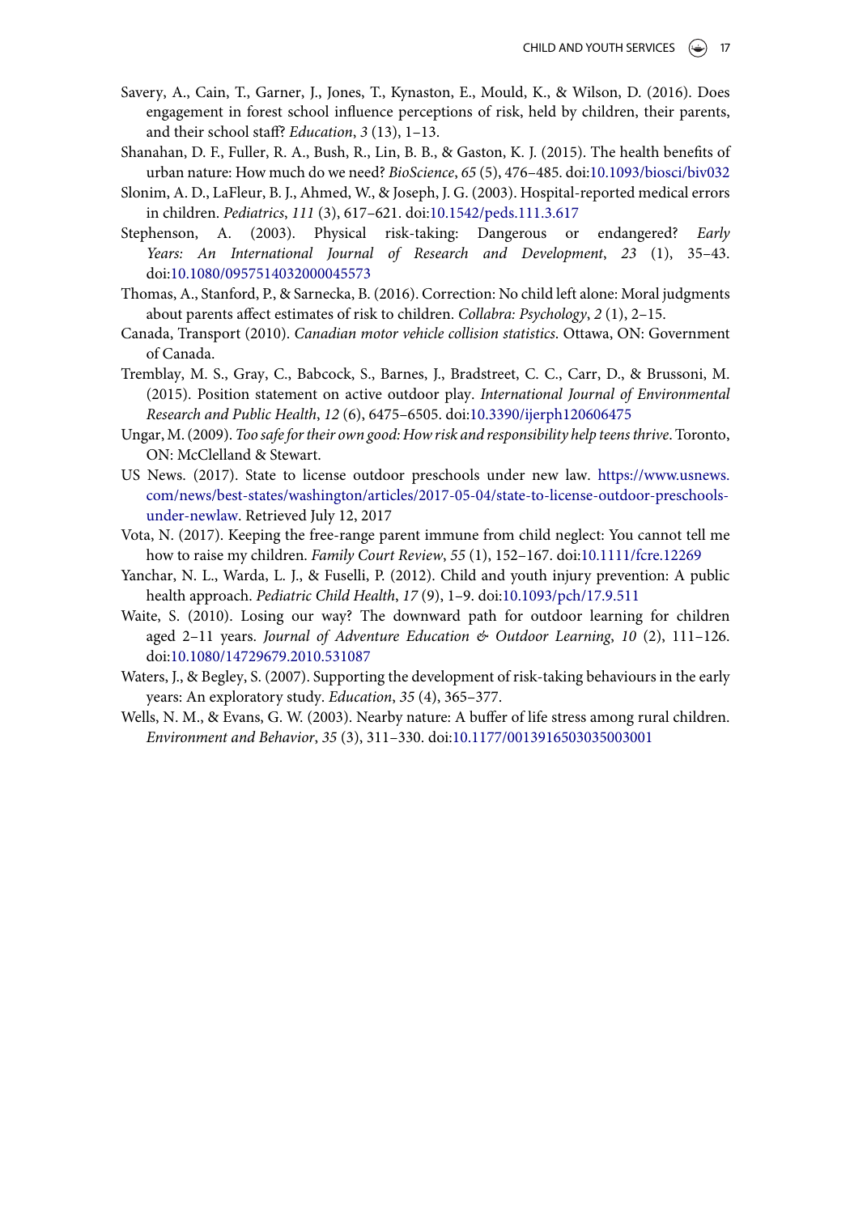Savery, A., Cain, T., Garner, J., Jones, T., Kynaston, E., Mould, K., & Wilson, D. (2016). Does engagement in forest school influence perceptions of risk, held by children, their parents, and their school staff? *Education*, *3* (13), 1–13.

Shanahan, D. F., Fuller, R. A., Bush, R., Lin, B. B., & Gaston, K. J. (2015). The health benefits of urban nature: How much do we need? *BioScience*, *65* (5), 476–485. doi:10.1093/biosci/biv032

Slonim, A. D., LaFleur, B. J., Ahmed, W., & Joseph, J. G. (2003). Hospital-reported medical errors in children. *Pediatrics*, *111* (3), 617–621. doi:10.1542/peds.111.3.617

Stephenson, A. (2003). Physical risk-taking: Dangerous or endangered? *Early Years: An International Journal of Research and Development*, *23* (1), 35–43. doi:10.1080/0957514032000045573

Thomas, A., Stanford, P., & Sarnecka, B. (2016). Correction: No child left alone: Moral judgments about parents affect estimates of risk to children. *Collabra: Psychology*, *2* (1), 2–15.

Canada, Transport (2010). *Canadian motor vehicle collision statistics*. Ottawa, ON: Government of Canada.

Tremblay, M. S., Gray, C., Babcock, S., Barnes, J., Bradstreet, C. C., Carr, D., & Brussoni, M. (2015). Position statement on active outdoor play. *International Journal of Environmental Research and Public Health*, *12* (6), 6475–6505. doi:10.3390/ijerph120606475

Ungar, M. (2009). *Too safe for their own good: How risk and responsibility help teens thrive*. Toronto, ON: McClelland & Stewart.

US News. (2017). State to license outdoor preschools under new law. https://www.usnews.com/news/best-states/washington/articles/2017-05-04/state-to-license-outdoor-preschools-under-newlaw. Retrieved July 12, 2017

Vota, N. (2017). Keeping the free-range parent immune from child neglect: You cannot tell me how to raise my children. *Family Court Review*, *55* (1), 152–167. doi:10.1111/fcre.12269

Yanchar, N. L., Warda, L. J., & Fuselli, P. (2012). Child and youth injury prevention: A public health approach. *Pediatric Child Health*, *17* (9), 1–9. doi:10.1093/pch/17.9.511

Waite, S. (2010). Losing our way? The downward path for outdoor learning for children aged 2–11 years. *Journal of Adventure Education & Outdoor Learning*, *10* (2), 111–126. doi:10.1080/14729679.2010.531087

Waters, J., & Begley, S. (2007). Supporting the development of risk-taking behaviours in the early years: An exploratory study. *Education*, *35* (4), 365–377.

Wells, N. M., & Evans, G. W. (2003). Nearby nature: A buffer of life stress among rural children. *Environment and Behavior*, *35* (3), 311–330. doi:10.1177/0013916503035003001